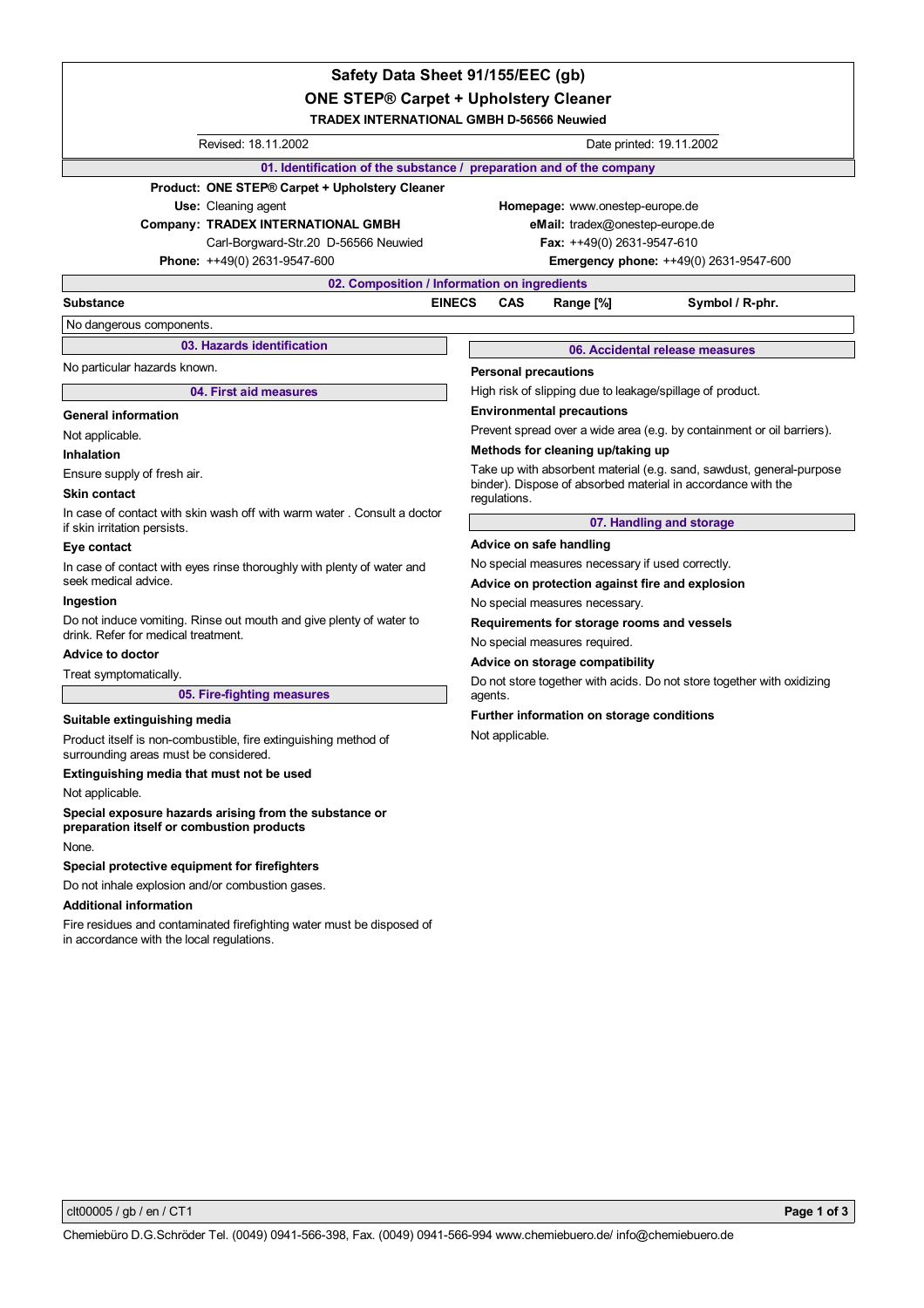# Safety Data Sheet 91/155/EEC (gb)

## ONE STEP® Carpet + Upholstery Cleaner

**TRADEX INTERNATIONAL GMBH D-56566 Neuwied**

Revised: 18.11.2002 | Date printed: 19.11.2002

## 01. Identification of the substance / preparation and of the company

**Product:** ONE STEP® Carpet + Upholstery Cleaner

**Use:** Cleaning agent

**Company:** TRADEX INTERNATIONAL GMBH
Carl-Borgward-Str.20 D-56566 Neuwied

**Phone:** ++49(0) 2631-9547-600

**Homepage:** www.onestep-europe.de

**eMail:** tradex@onestep-europe.de

**Fax:** ++49(0) 2631-9547-610

**Emergency phone:** ++49(0) 2631-9547-600

## 02. Composition / Information on ingredients

| Substance | EINECS | CAS | Range [%] | Symbol / R-phr. |
|---|---|---|---|---|
| No dangerous components. | | | | |

## 03. Hazards identification

No particular hazards known.

## 04. First aid measures

### General information

Not applicable.

### Inhalation

Ensure supply of fresh air.

### Skin contact

In case of contact with skin wash off with warm water . Consult a doctor if skin irritation persists.

### Eye contact

In case of contact with eyes rinse thoroughly with plenty of water and seek medical advice.

### Ingestion

Do not induce vomiting. Rinse out mouth and give plenty of water to drink. Refer for medical treatment.

### Advice to doctor

Treat symptomatically.

## 05. Fire-fighting measures

### Suitable extinguishing media

Product itself is non-combustible, fire extinguishing method of surrounding areas must be considered.

### Extinguishing media that must not be used

Not applicable.

### Special exposure hazards arising from the substance or preparation itself or combustion products

None.

### Special protective equipment for firefighters

Do not inhale explosion and/or combustion gases.

### Additional information

Fire residues and contaminated firefighting water must be disposed of in accordance with the local regulations.

## 06. Accidental release measures

### Personal precautions

High risk of slipping due to leakage/spillage of product.

### Environmental precautions

Prevent spread over a wide area (e.g. by containment or oil barriers).

### Methods for cleaning up/taking up

Take up with absorbent material (e.g. sand, sawdust, general-purpose binder). Dispose of absorbed material in accordance with the regulations.

## 07. Handling and storage

### Advice on safe handling

No special measures necessary if used correctly.

### Advice on protection against fire and explosion

No special measures necessary.

### Requirements for storage rooms and vessels

No special measures required.

### Advice on storage compatibility

Do not store together with acids. Do not store together with oxidizing agents.

### Further information on storage conditions

Not applicable.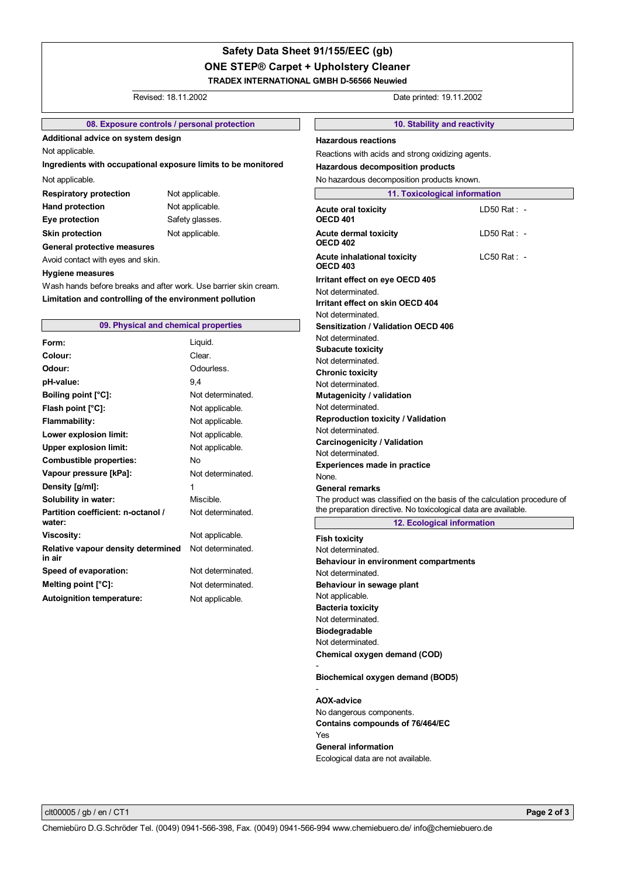# Safety Data Sheet 91/155/EEC (gb)

## ONE STEP® Carpet + Upholstery Cleaner

**TRADEX INTERNATIONAL GMBH D-56566 Neuwied**

Revised: 18.11.2002 Date printed: 19.11.2002

### 08. Exposure controls / personal protection

**Additional advice on system design**

Not applicable.

**Ingredients with occupational exposure limits to be monitored**

Not applicable.

| | |
|---|---|
| **Respiratory protection** | Not applicable. |
| **Hand protection** | Not applicable. |
| **Eye protection** | Safety glasses. |
| **Skin protection** | Not applicable. |

**General protective measures**

Avoid contact with eyes and skin.

**Hygiene measures**

Wash hands before breaks and after work. Use barrier skin cream.

**Limitation and controlling of the environment pollution**

### 09. Physical and chemical properties

| | |
|---|---|
| **Form:** | Liquid. |
| **Colour:** | Clear. |
| **Odour:** | Odourless. |
| **pH-value:** | 9,4 |
| **Boiling point [°C]:** | Not determinated. |
| **Flash point [°C]:** | Not applicable. |
| **Flammability:** | Not applicable. |
| **Lower explosion limit:** | Not applicable. |
| **Upper explosion limit:** | Not applicable. |
| **Combustible properties:** | No |
| **Vapour pressure [kPa]:** | Not determinated. |
| **Density [g/ml]:** | 1 |
| **Solubility in water:** | Miscible. |
| **Partition coefficient: n-octanol / water:** | Not determinated. |
| **Viscosity:** | Not applicable. |
| **Relative vapour density determined in air** | Not determinated. |
| **Speed of evaporation:** | Not determinated. |
| **Melting point [°C]:** | Not determinated. |
| **Autoignition temperature:** | Not applicable. |

### 10. Stability and reactivity

**Hazardous reactions**

Reactions with acids and strong oxidizing agents.

**Hazardous decomposition products**

No hazardous decomposition products known.

### 11. Toxicological information

| | |
|---|---|
| **Acute oral toxicity OECD 401** | LD50 Rat : - |
| **Acute dermal toxicity OECD 402** | LD50 Rat : - |
| **Acute inhalational toxicity OECD 403** | LC50 Rat : - |

**Irritant effect on eye OECD 405**

Not determinated.

**Irritant effect on skin OECD 404**

Not determinated.

**Sensitization / Validation OECD 406**

Not determinated.

**Subacute toxicity**

Not determinated.

**Chronic toxicity**

Not determinated.

**Mutagenicity / validation**

Not determinated.

**Reproduction toxicity / Validation**

Not determinated.

**Carcinogenicity / Validation**

Not determinated.

**Experiences made in practice**

None.

**General remarks**

The product was classified on the basis of the calculation procedure of the preparation directive. No toxicological data are available.

### 12. Ecological information

**Fish toxicity**

Not determinated.

**Behaviour in environment compartments**

Not determinated.

**Behaviour in sewage plant**

Not applicable.

**Bacteria toxicity**

Not determinated.

**Biodegradable**

Not determinated.

**Chemical oxygen demand (COD)**

-

**Biochemical oxygen demand (BOD5)**

-

**AOX-advice**

No dangerous components.

**Contains compounds of 76/464/EC**

Yes

**General information**

Ecological data are not available.

clt00005 / gb / en / CT1

Chemiebüro D.G.Schröder Tel. (0049) 0941-566-398, Fax. (0049) 0941-566-994 www.chemiebuero.de/ info@chemiebuero.de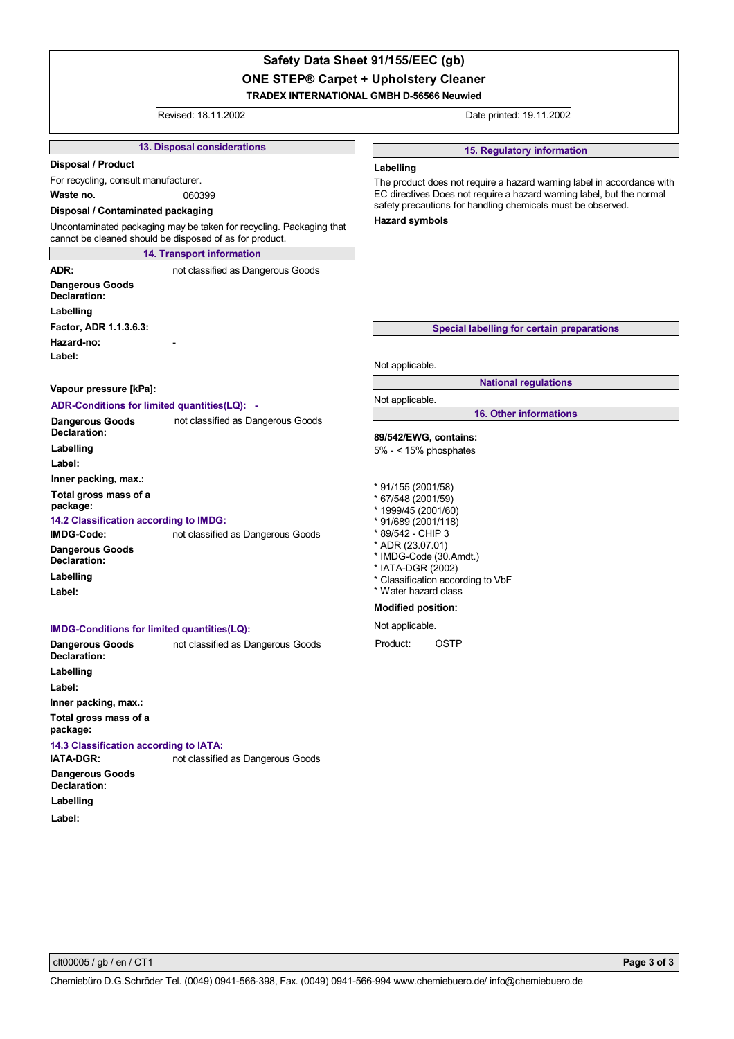# Safety Data Sheet 91/155/EEC (gb)

## ONE STEP® Carpet + Upholstery Cleaner

**TRADEX INTERNATIONAL GMBH D-56566 Neuwied**

Revised: 18.11.2002 Date printed: 19.11.2002

## 13. Disposal considerations

**Disposal / Product**

For recycling, consult manufacturer.

**Waste no.** 060399

**Disposal / Contaminated packaging**

Uncontaminated packaging may be taken for recycling. Packaging that cannot be cleaned should be disposed of as for product.

## 14. Transport information

**ADR:** not classified as Dangerous Goods

**Dangerous Goods Declaration:**

**Labelling**

**Factor, ADR 1.1.3.6.3:**

**Hazard-no:** -

**Label:**

**Vapour pressure [kPa]:**

### ADR-Conditions for limited quantities(LQ): -

**Dangerous Goods Declaration:** not classified as Dangerous Goods

**Labelling**

**Label:**

**Inner packing, max.:**

**Total gross mass of a package:**

### 14.2 Classification according to IMDG:

**IMDG-Code:** not classified as Dangerous Goods

**Dangerous Goods Declaration:**

**Labelling**

**Label:**

### IMDG-Conditions for limited quantities(LQ):

**Dangerous Goods Declaration:** not classified as Dangerous Goods

**Labelling**

**Label:**

**Inner packing, max.:**

**Total gross mass of a package:**

### 14.3 Classification according to IATA:

**IATA-DGR:** not classified as Dangerous Goods

**Dangerous Goods Declaration:**

**Labelling**

**Label:**

## 15. Regulatory information

**Labelling**

The product does not require a hazard warning label in accordance with EC directives Does not require a hazard warning label, but the normal safety precautions for handling chemicals must be observed.

**Hazard symbols**

### Special labelling for certain preparations

Not applicable.

### National regulations

Not applicable.

## 16. Other informations

**89/542/EWG, contains:**

5% - < 15% phosphates

* 91/155 (2001/58)
* 67/548 (2001/59)
* 1999/45 (2001/60)
* 91/689 (2001/118)
* 89/542 - CHIP 3
* ADR (23.07.01)
* IMDG-Code (30.Amdt.)
* IATA-DGR (2002)
* Classification according to VbF
* Water hazard class

**Modified position:**

Not applicable.

Product: OSTP

clt00005 / gb / en / CT1

Chemiebüro D.G.Schröder Tel. (0049) 0941-566-398, Fax. (0049) 0941-566-994 www.chemiebuero.de/ info@chemiebuero.de